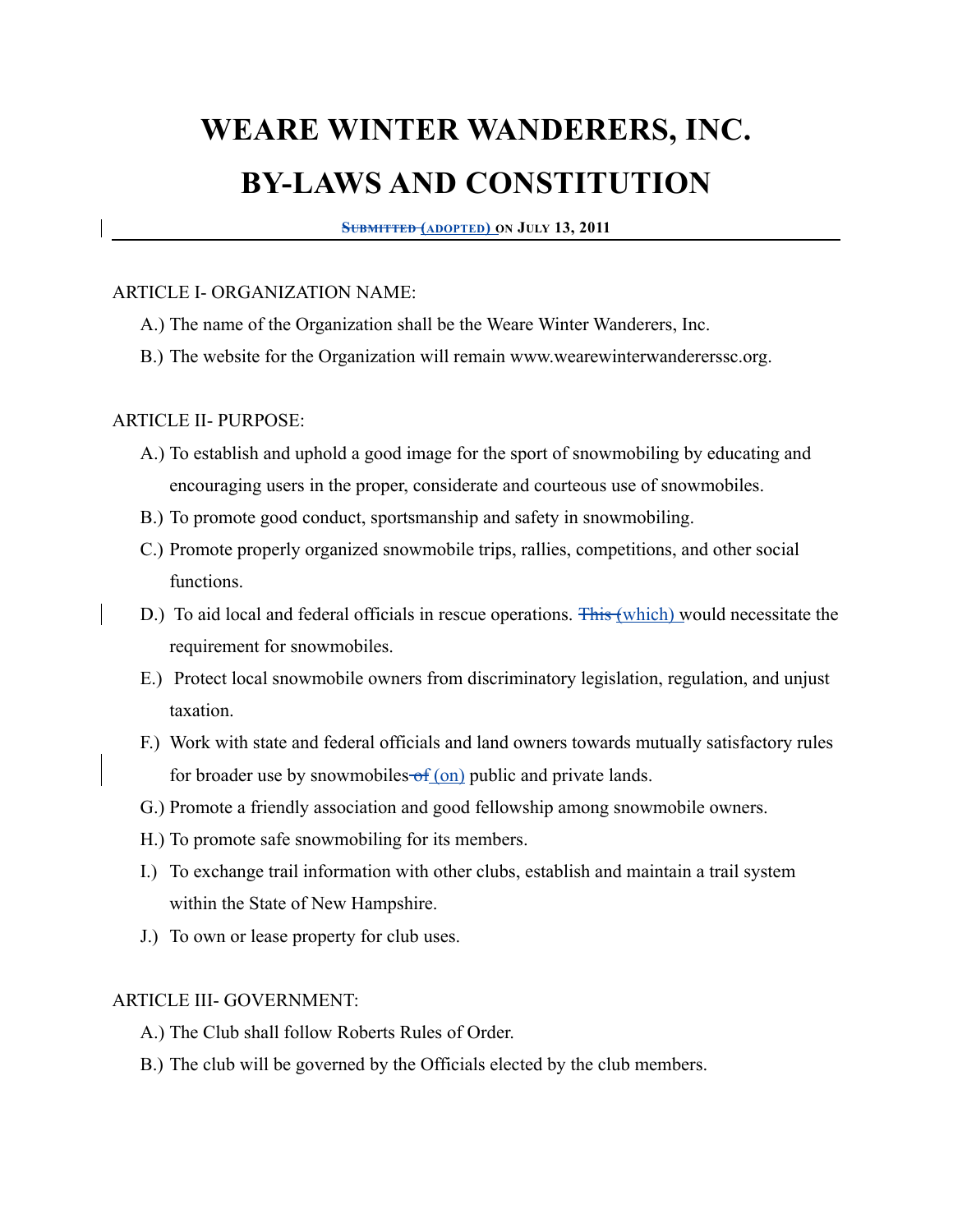# WEARE WINTER WANDERERS, INC.

# BY-LAWS AND CONSTITUTION

~~SUBMITTED~~ (ADOPTED) ON JULY 13, 2011

---

ARTICLE I- ORGANIZATION NAME:

A.) The name of the Organization shall be the Weare Winter Wanderers, Inc.

B.) The website for the Organization will remain www.wearewinterwandererssc.org.

ARTICLE II- PURPOSE:

A.) To establish and uphold a good image for the sport of snowmobiling by educating and encouraging users in the proper, considerate and courteous use of snowmobiles.

B.) To promote good conduct, sportsmanship and safety in snowmobiling.

C.) Promote properly organized snowmobile trips, rallies, competitions, and other social functions.

D.) To aid local and federal officials in rescue operations. ~~This~~ (which) would necessitate the requirement for snowmobiles.

E.) Protect local snowmobile owners from discriminatory legislation, regulation, and unjust taxation.

F.) Work with state and federal officials and land owners towards mutually satisfactory rules for broader use by snowmobiles ~~of~~ (on) public and private lands.

G.) Promote a friendly association and good fellowship among snowmobile owners.

H.) To promote safe snowmobiling for its members.

I.) To exchange trail information with other clubs, establish and maintain a trail system within the State of New Hampshire.

J.) To own or lease property for club uses.

ARTICLE III- GOVERNMENT:

A.) The Club shall follow Roberts Rules of Order.

B.) The club will be governed by the Officials elected by the club members.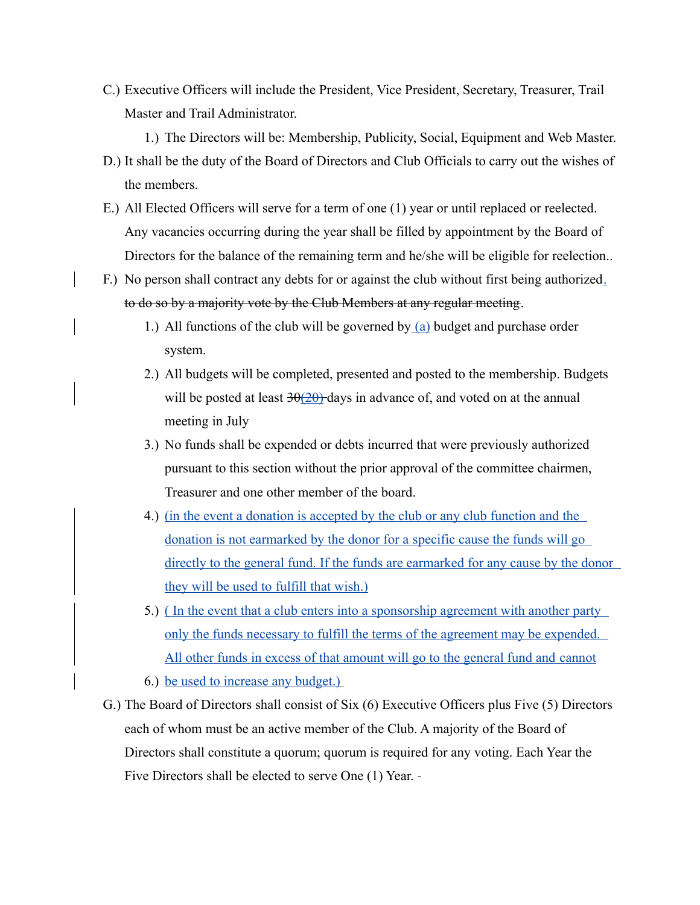C.) Executive Officers will include the President, Vice President, Secretary, Treasurer, Trail Master and Trail Administrator.

1.) The Directors will be: Membership, Publicity, Social, Equipment and Web Master.

D.) It shall be the duty of the Board of Directors and Club Officials to carry out the wishes of the members.

E.) All Elected Officers will serve for a term of one (1) year or until replaced or reelected. Any vacancies occurring during the year shall be filled by appointment by the Board of Directors for the balance of the remaining term and he/she will be eligible for reelection..

F.) No person shall contract any debts for or against the club without first being authorized<u>.</u> ~~to do so by a majority vote by the Club Members at any regular meeting~~.

1.) All functions of the club will be governed by <u>(a)</u> budget and purchase order system.

2.) All budgets will be completed, presented and posted to the membership. Budgets will be posted at least ~~30~~<u>(20)</u> days in advance of, and voted on at the annual meeting in July

3.) No funds shall be expended or debts incurred that were previously authorized pursuant to this section without the prior approval of the committee chairmen, Treasurer and one other member of the board.

4.) <u>(in the event a donation is accepted by the club or any club function and the donation is not earmarked by the donor for a specific cause the funds will go directly to the general fund. If the funds are earmarked for any cause by the donor they will be used to fulfill that wish.)</u>

5.) <u>( In the event that a club enters into a sponsorship agreement with another party only the funds necessary to fulfill the terms of the agreement may be expended. All other funds in excess of that amount will go to the general fund and cannot</u>

6.) <u>be used to increase any budget.)</u>

G.) The Board of Directors shall consist of Six (6) Executive Officers plus Five (5) Directors each of whom must be an active member of the Club. A majority of the Board of Directors shall constitute a quorum; quorum is required for any voting. Each Year the Five Directors shall be elected to serve One (1) Year.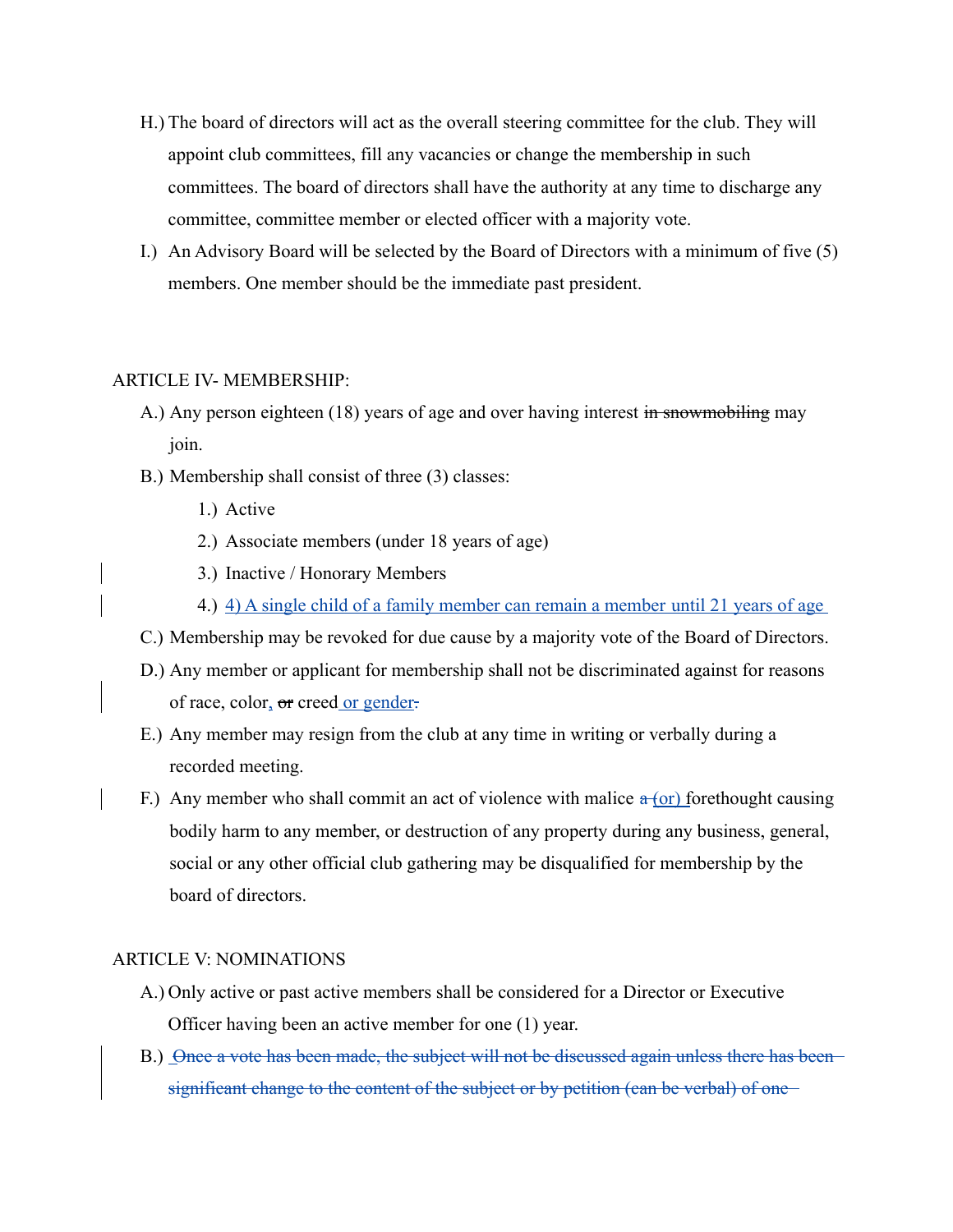H.) The board of directors will act as the overall steering committee for the club. They will appoint club committees, fill any vacancies or change the membership in such committees. The board of directors shall have the authority at any time to discharge any committee, committee member or elected officer with a majority vote.

I.) An Advisory Board will be selected by the Board of Directors with a minimum of five (5) members. One member should be the immediate past president.

## ARTICLE IV- MEMBERSHIP:

A.) Any person eighteen (18) years of age and over having interest ~~in snowmobiling~~ may join.

B.) Membership shall consist of three (3) classes:

1.) Active
2.) Associate members (under 18 years of age)
3.) Inactive / Honorary Members
4.) 4) A single child of a family member can remain a member until 21 years of age

C.) Membership may be revoked for due cause by a majority vote of the Board of Directors.

D.) Any member or applicant for membership shall not be discriminated against for reasons of race, color, ~~or~~ creed or gender~~.~~

E.) Any member may resign from the club at any time in writing or verbally during a recorded meeting.

F.) Any member who shall commit an act of violence with malice ~~a~~ (or) forethought causing bodily harm to any member, or destruction of any property during any business, general, social or any other official club gathering may be disqualified for membership by the board of directors.

## ARTICLE V: NOMINATIONS

A.) Only active or past active members shall be considered for a Director or Executive Officer having been an active member for one (1) year.

B.) ~~Once a vote has been made, the subject will not be discussed again unless there has been significant change to the content of the subject or by petition (can be verbal) of one~~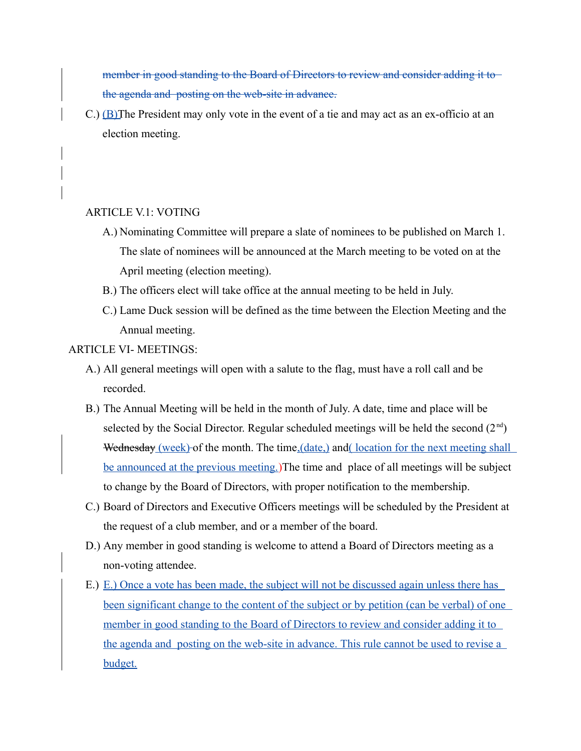~~member in good standing to the Board of Directors to review and consider adding it to the agenda and posting on the web-site in advance.~~

C.) (B)The President may only vote in the event of a tie and may act as an ex-officio at an election meeting.

ARTICLE V.1: VOTING

A.) Nominating Committee will prepare a slate of nominees to be published on March 1. The slate of nominees will be announced at the March meeting to be voted on at the April meeting (election meeting).

B.) The officers elect will take office at the annual meeting to be held in July.

C.) Lame Duck session will be defined as the time between the Election Meeting and the Annual meeting.

ARTICLE VI- MEETINGS:

A.) All general meetings will open with a salute to the flag, must have a roll call and be recorded.

B.) The Annual Meeting will be held in the month of July. A date, time and place will be selected by the Social Director. Regular scheduled meetings will be held the second (2nd) ~~Wednesday~~ (week) of the month. The time,(date,) and( location for the next meeting shall be announced at the previous meeting.)The time and place of all meetings will be subject to change by the Board of Directors, with proper notification to the membership.

C.) Board of Directors and Executive Officers meetings will be scheduled by the President at the request of a club member, and or a member of the board.

D.) Any member in good standing is welcome to attend a Board of Directors meeting as a non-voting attendee.

E.) E.) Once a vote has been made, the subject will not be discussed again unless there has been significant change to the content of the subject or by petition (can be verbal) of one member in good standing to the Board of Directors to review and consider adding it to the agenda and posting on the web-site in advance. This rule cannot be used to revise a budget.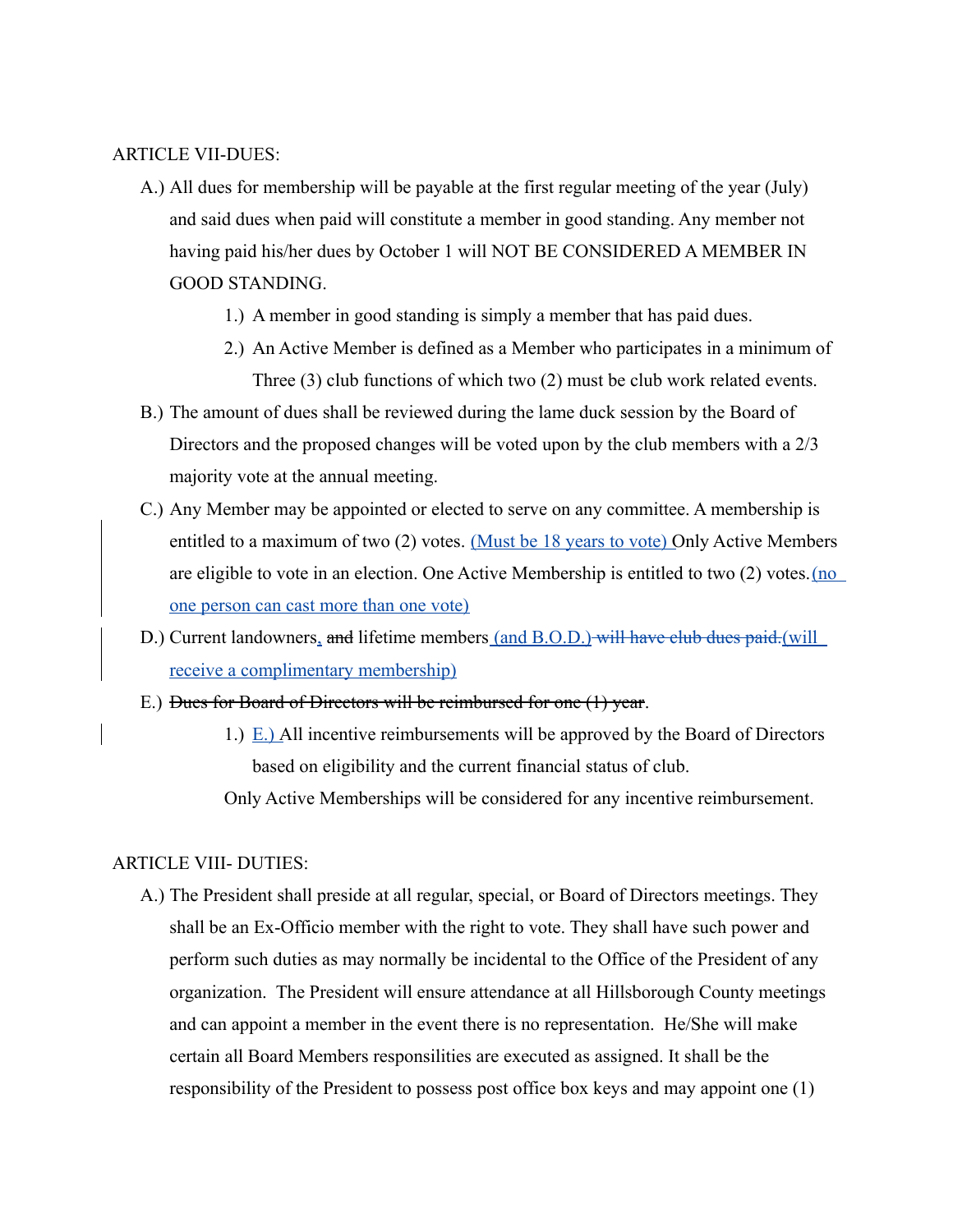ARTICLE VII-DUES:

A.) All dues for membership will be payable at the first regular meeting of the year (July) and said dues when paid will constitute a member in good standing. Any member not having paid his/her dues by October 1 will NOT BE CONSIDERED A MEMBER IN GOOD STANDING.

1.) A member in good standing is simply a member that has paid dues.

2.) An Active Member is defined as a Member who participates in a minimum of Three (3) club functions of which two (2) must be club work related events.

B.) The amount of dues shall be reviewed during the lame duck session by the Board of Directors and the proposed changes will be voted upon by the club members with a 2/3 majority vote at the annual meeting.

C.) Any Member may be appointed or elected to serve on any committee. A membership is entitled to a maximum of two (2) votes. <u>(Must be 18 years to vote)</u> Only Active Members are eligible to vote in an election. One Active Membership is entitled to two (2) votes.<u>(no one person can cast more than one vote)</u>

D.) Current landowners<u>,</u> ~~and~~ lifetime members <u>(and B.O.D.)</u> ~~will have club dues paid.~~<u>(will receive a complimentary membership)</u>

E.) ~~Dues for Board of Directors will be reimbursed for one (1) year~~.

1.) <u>E.)</u> All incentive reimbursements will be approved by the Board of Directors based on eligibility and the current financial status of club.

Only Active Memberships will be considered for any incentive reimbursement.

ARTICLE VIII- DUTIES:

A.) The President shall preside at all regular, special, or Board of Directors meetings. They shall be an Ex-Officio member with the right to vote. They shall have such power and perform such duties as may normally be incidental to the Office of the President of any organization. The President will ensure attendance at all Hillsborough County meetings and can appoint a member in the event there is no representation. He/She will make certain all Board Members responsibilities are executed as assigned. It shall be the responsibility of the President to possess post office box keys and may appoint one (1)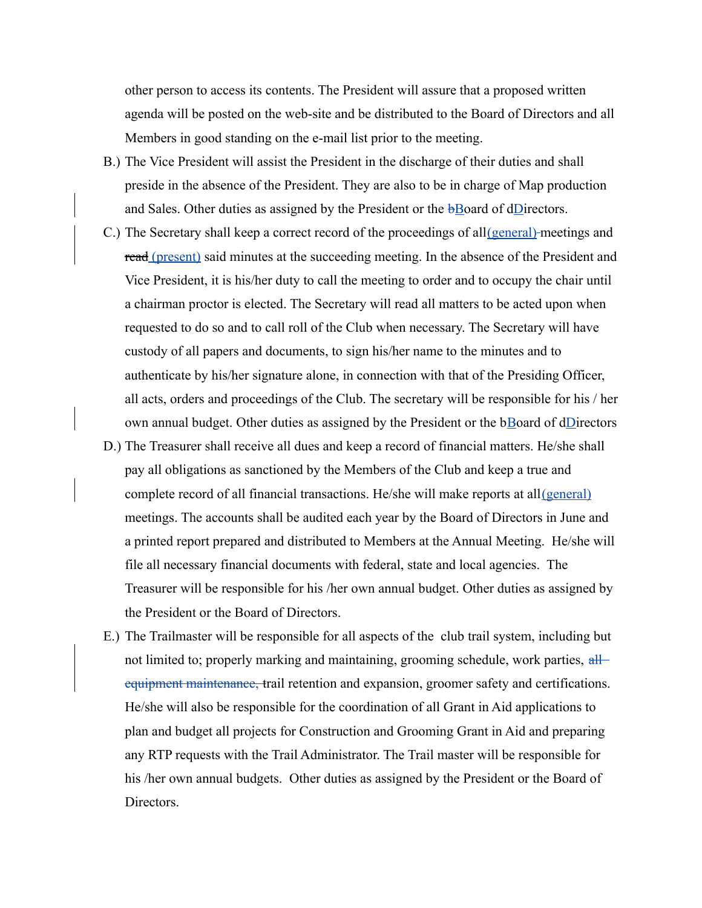other person to access its contents. The President will assure that a proposed written agenda will be posted on the web-site and be distributed to the Board of Directors and all Members in good standing on the e-mail list prior to the meeting.

B.) The Vice President will assist the President in the discharge of their duties and shall preside in the absence of the President. They are also to be in charge of Map production and Sales. Other duties as assigned by the President or the ~~b~~Board of dDirectors.

C.) The Secretary shall keep a correct record of the proceedings of all (general) meetings and ~~read~~ (present) said minutes at the succeeding meeting. In the absence of the President and Vice President, it is his/her duty to call the meeting to order and to occupy the chair until a chairman proctor is elected. The Secretary will read all matters to be acted upon when requested to do so and to call roll of the Club when necessary. The Secretary will have custody of all papers and documents, to sign his/her name to the minutes and to authenticate by his/her signature alone, in connection with that of the Presiding Officer, all acts, orders and proceedings of the Club. The secretary will be responsible for his / her own annual budget. Other duties as assigned by the President or the bBoard of dDirectors

D.) The Treasurer shall receive all dues and keep a record of financial matters. He/she shall pay all obligations as sanctioned by the Members of the Club and keep a true and complete record of all financial transactions. He/she will make reports at all (general) meetings. The accounts shall be audited each year by the Board of Directors in June and a printed report prepared and distributed to Members at the Annual Meeting. He/she will file all necessary financial documents with federal, state and local agencies. The Treasurer will be responsible for his /her own annual budget. Other duties as assigned by the President or the Board of Directors.

E.) The Trailmaster will be responsible for all aspects of the club trail system, including but not limited to; properly marking and maintaining, grooming schedule, work parties, ~~all equipment maintenance,~~ trail retention and expansion, groomer safety and certifications. He/she will also be responsible for the coordination of all Grant in Aid applications to plan and budget all projects for Construction and Grooming Grant in Aid and preparing any RTP requests with the Trail Administrator. The Trail master will be responsible for his /her own annual budgets. Other duties as assigned by the President or the Board of Directors.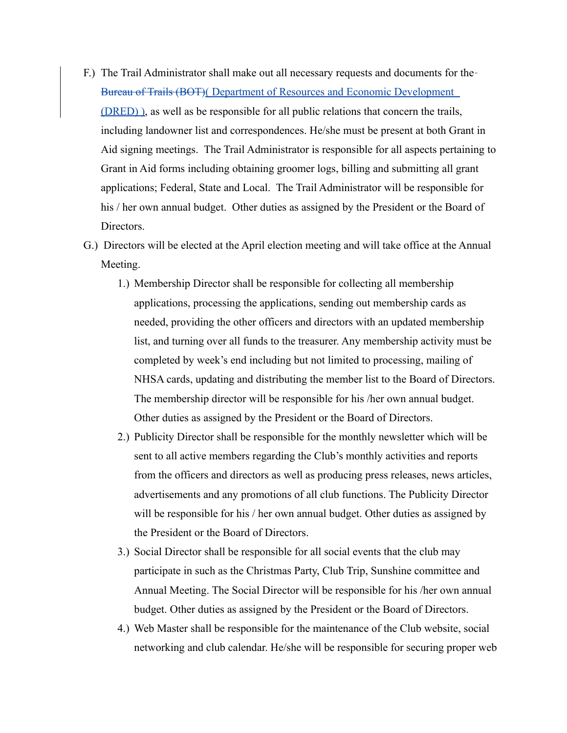F.) The Trail Administrator shall make out all necessary requests and documents for the ~~Bureau of Trails (BOT)~~( Department of Resources and Economic Development (DRED) ), as well as be responsible for all public relations that concern the trails, including landowner list and correspondences. He/she must be present at both Grant in Aid signing meetings. The Trail Administrator is responsible for all aspects pertaining to Grant in Aid forms including obtaining groomer logs, billing and submitting all grant applications; Federal, State and Local. The Trail Administrator will be responsible for his / her own annual budget. Other duties as assigned by the President or the Board of Directors.

G.) Directors will be elected at the April election meeting and will take office at the Annual Meeting.

1.) Membership Director shall be responsible for collecting all membership applications, processing the applications, sending out membership cards as needed, providing the other officers and directors with an updated membership list, and turning over all funds to the treasurer. Any membership activity must be completed by week's end including but not limited to processing, mailing of NHSA cards, updating and distributing the member list to the Board of Directors. The membership director will be responsible for his /her own annual budget. Other duties as assigned by the President or the Board of Directors.

2.) Publicity Director shall be responsible for the monthly newsletter which will be sent to all active members regarding the Club's monthly activities and reports from the officers and directors as well as producing press releases, news articles, advertisements and any promotions of all club functions. The Publicity Director will be responsible for his / her own annual budget. Other duties as assigned by the President or the Board of Directors.

3.) Social Director shall be responsible for all social events that the club may participate in such as the Christmas Party, Club Trip, Sunshine committee and Annual Meeting. The Social Director will be responsible for his /her own annual budget. Other duties as assigned by the President or the Board of Directors.

4.) Web Master shall be responsible for the maintenance of the Club website, social networking and club calendar. He/she will be responsible for securing proper web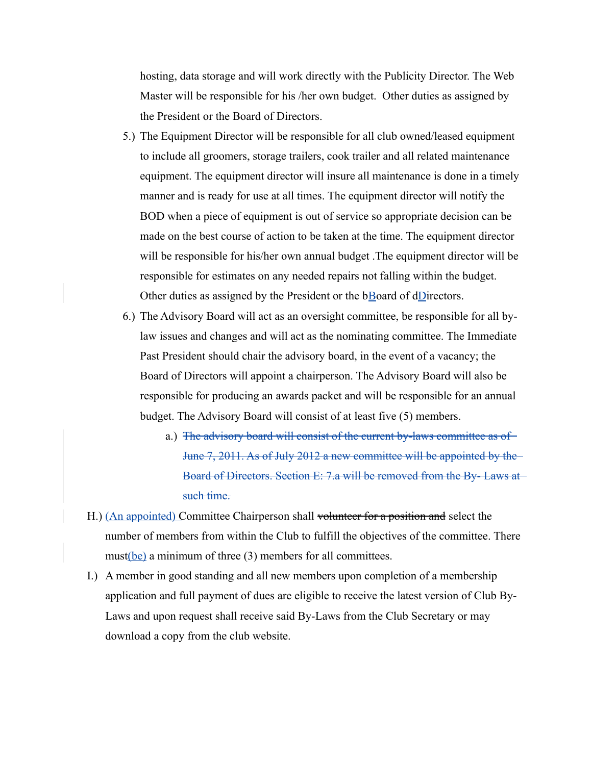hosting, data storage and will work directly with the Publicity Director. The Web Master will be responsible for his /her own budget.  Other duties as assigned by the President or the Board of Directors.

5.) The Equipment Director will be responsible for all club owned/leased equipment to include all groomers, storage trailers, cook trailer and all related maintenance equipment. The equipment director will insure all maintenance is done in a timely manner and is ready for use at all times. The equipment director will notify the BOD when a piece of equipment is out of service so appropriate decision can be made on the best course of action to be taken at the time. The equipment director will be responsible for his/her own annual budget .The equipment director will be responsible for estimates on any needed repairs not falling within the budget. Other duties as assigned by the President or the ~~b~~Board of ~~d~~Directors.

6.) The Advisory Board will act as an oversight committee, be responsible for all by-law issues and changes and will act as the nominating committee. The Immediate Past President should chair the advisory board, in the event of a vacancy; the Board of Directors will appoint a chairperson. The Advisory Board will also be responsible for producing an awards packet and will be responsible for an annual budget. The Advisory Board will consist of at least five (5) members.

    a.) ~~The advisory board will consist of the current by-laws committee as of June 7, 2011. As of July 2012 a new committee will be appointed by the Board of Directors. Section E: 7.a will be removed from the By- Laws at such time.~~

H.) (An appointed) Committee Chairperson shall ~~volunteer for a position and~~ select the number of members from within the Club to fulfill the objectives of the committee. There must(be) a minimum of three (3) members for all committees.

I.) A member in good standing and all new members upon completion of a membership application and full payment of dues are eligible to receive the latest version of Club By-Laws and upon request shall receive said By-Laws from the Club Secretary or may download a copy from the club website.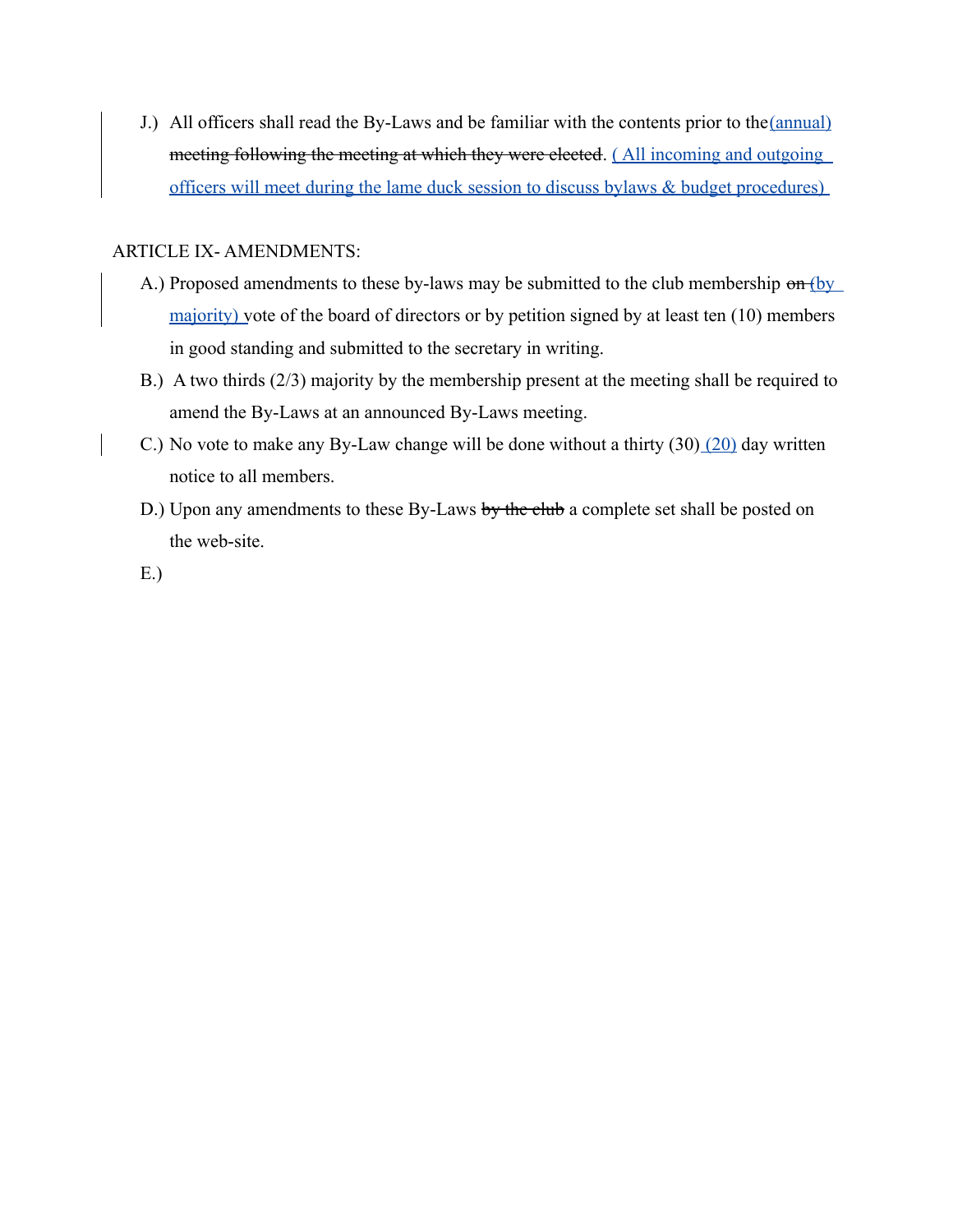J.) All officers shall read the By-Laws and be familiar with the contents prior to the<u>(annual)</u> ~~meeting following the meeting at which they were elected~~. <u>( All incoming and outgoing officers will meet during the lame duck session to discuss bylaws & budget procedures)</u>

ARTICLE IX- AMENDMENTS:

A.) Proposed amendments to these by-laws may be submitted to the club membership ~~on~~ <u>(by majority)</u> vote of the board of directors or by petition signed by at least ten (10) members in good standing and submitted to the secretary in writing.

B.) A two thirds (2/3) majority by the membership present at the meeting shall be required to amend the By-Laws at an announced By-Laws meeting.

C.) No vote to make any By-Law change will be done without a thirty (30) <u>(20)</u> day written notice to all members.

D.) Upon any amendments to these By-Laws ~~by the club~~ a complete set shall be posted on the web-site.

E.)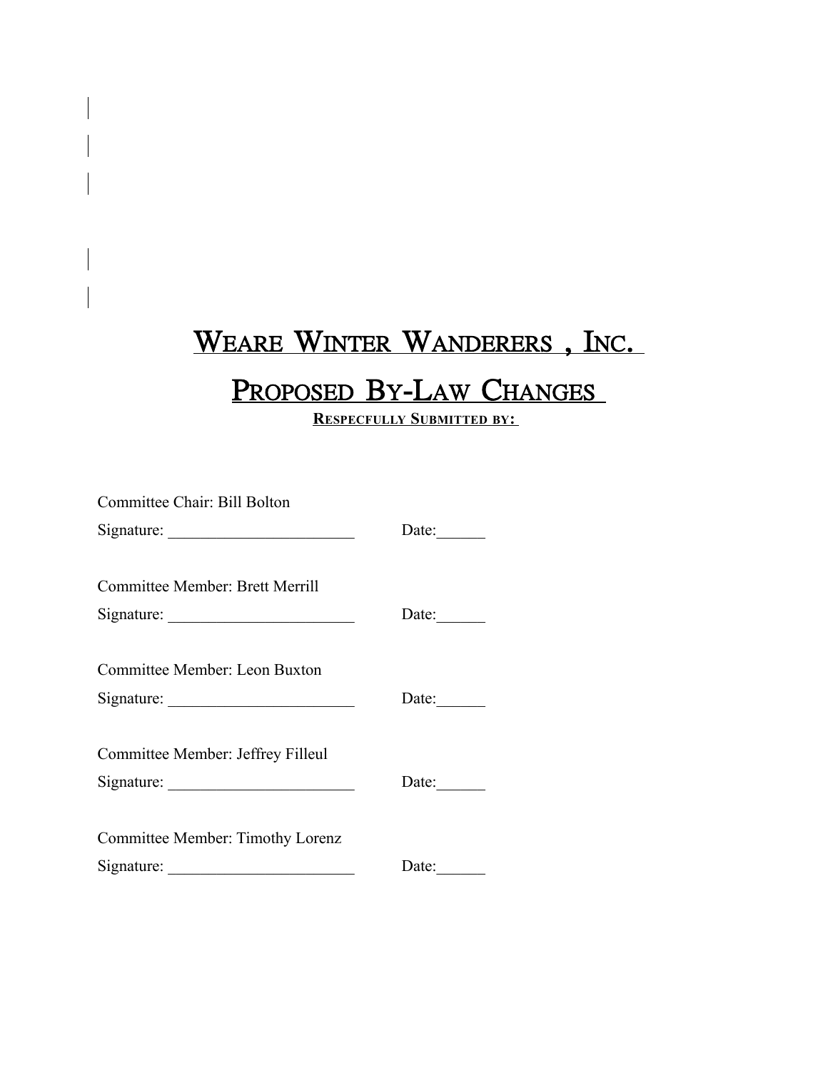# WEARE WINTER WANDERERS , INC.

# PROPOSED BY-LAW CHANGES

**RESPECFULLY SUBMITTED BY:**

Committee Chair: Bill Bolton

Signature: _______________________ Date:______

Committee Member: Brett Merrill

Signature: _______________________ Date:______

Committee Member: Leon Buxton

Signature: _______________________ Date:______

Committee Member: Jeffrey Filleul

Signature: _______________________ Date:______

Committee Member: Timothy Lorenz

Signature: _______________________ Date:______